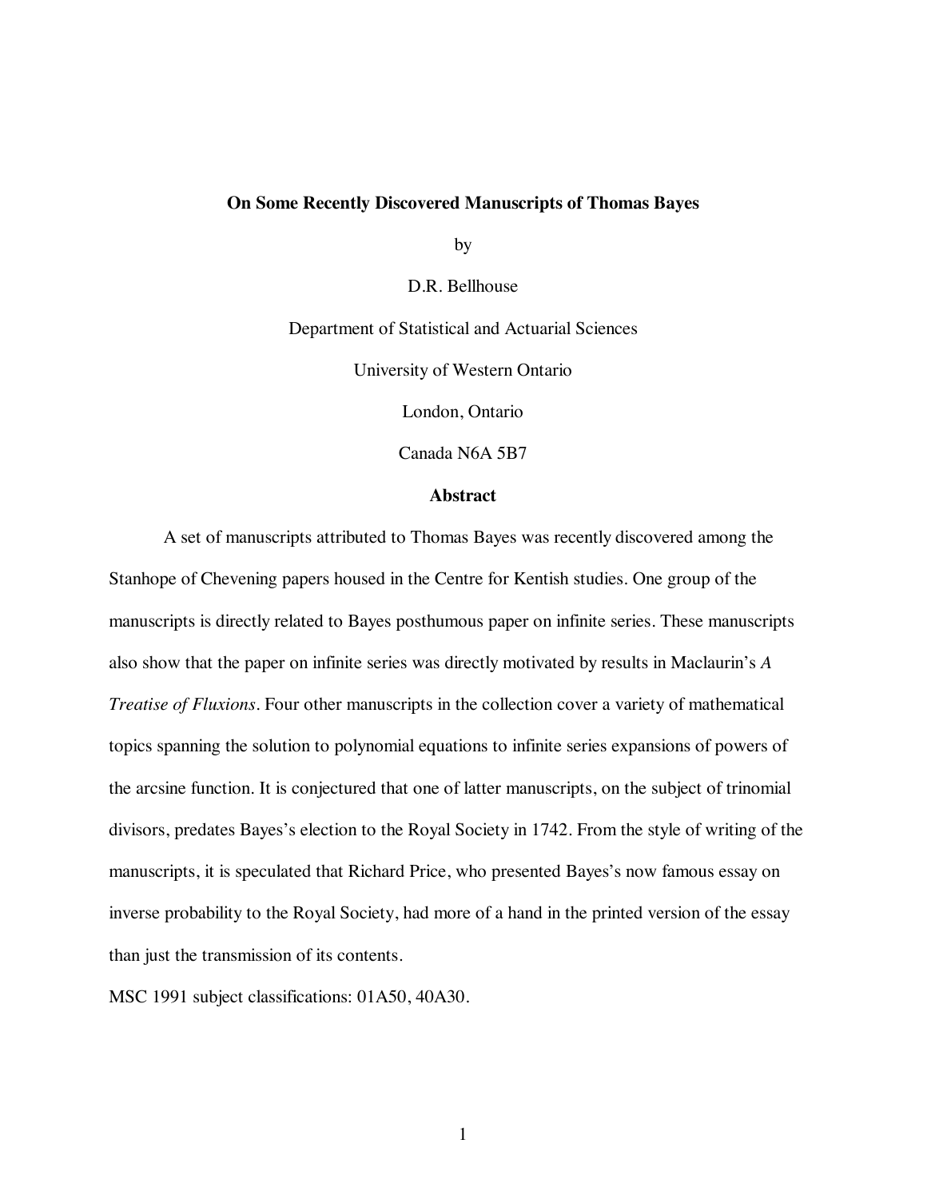# On Some Recently Discovered Manuscripts of Thomas Bayes

by

D.R. Bellhouse

Department of Statistical and Actuarial Sciences

University of Western Ontario

London, Ontario

Canada N6A 5B7

## Abstract

A set of manuscripts attributed to Thomas Bayes was recently discovered among the Stanhope of Chevening papers housed in the Centre for Kentish studies. One group of the manuscripts is directly related to Bayes posthumous paper on infinite series. These manuscripts also show that the paper on infinite series was directly motivated by results in Maclaurin's *A Treatise of Fluxions*. Four other manuscripts in the collection cover a variety of mathematical topics spanning the solution to polynomial equations to infinite series expansions of powers of the arcsine function. It is conjectured that one of latter manuscripts, on the subject of trinomial divisors, predates Bayes's election to the Royal Society in 1742. From the style of writing of the manuscripts, it is speculated that Richard Price, who presented Bayes's now famous essay on inverse probability to the Royal Society, had more of a hand in the printed version of the essay than just the transmission of its contents.

MSC 1991 subject classifications: 01A50, 40A30.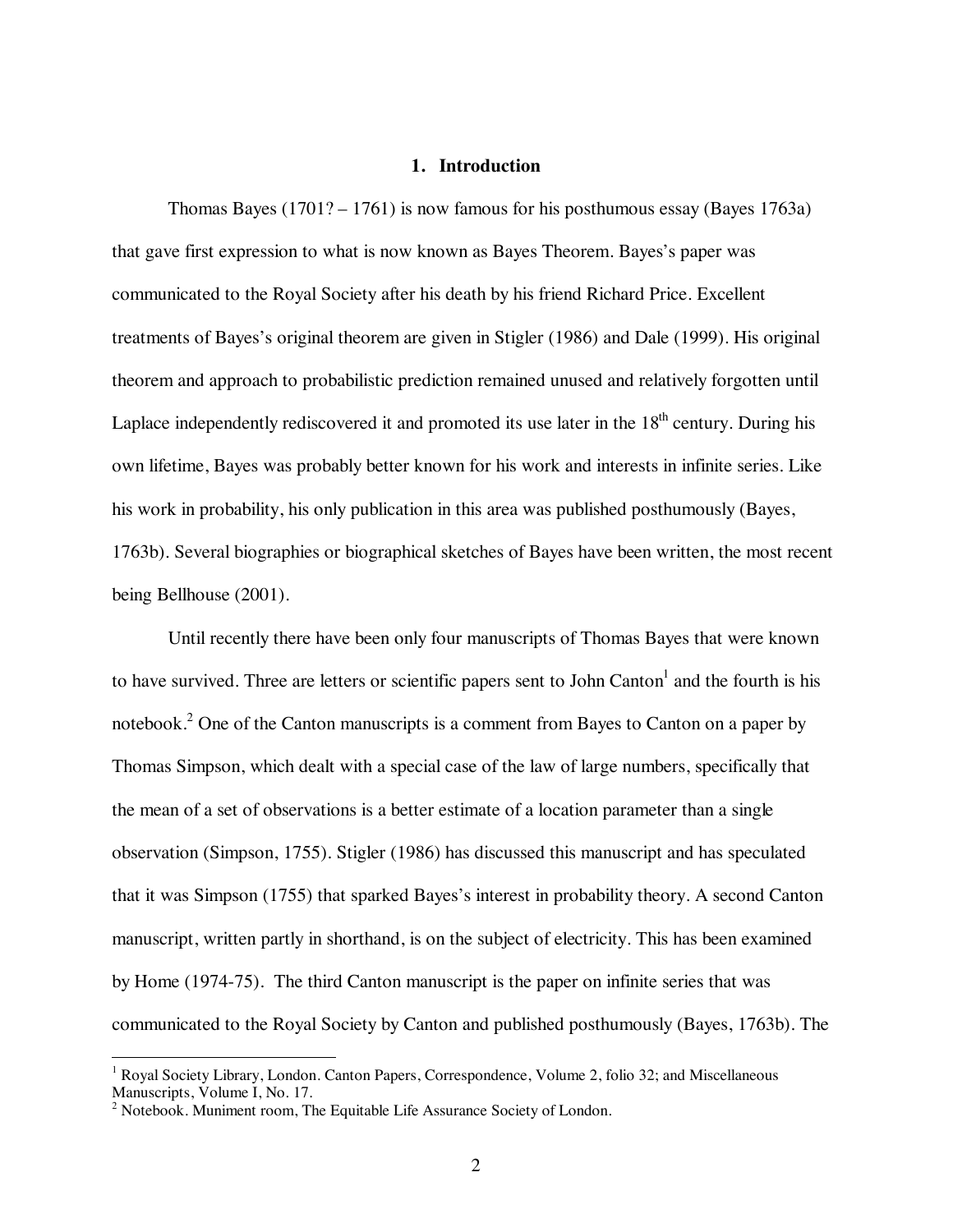## 1. Introduction

Thomas Bayes (1701? – 1761) is now famous for his posthumous essay (Bayes 1763a) that gave first expression to what is now known as Bayes Theorem. Bayes's paper was communicated to the Royal Society after his death by his friend Richard Price. Excellent treatments of Bayes's original theorem are given in Stigler (1986) and Dale (1999). His original theorem and approach to probabilistic prediction remained unused and relatively forgotten until Laplace independently rediscovered it and promoted its use later in the 18th century. During his own lifetime, Bayes was probably better known for his work and interests in infinite series. Like his work in probability, his only publication in this area was published posthumously (Bayes, 1763b). Several biographies or biographical sketches of Bayes have been written, the most recent being Bellhouse (2001).

Until recently there have been only four manuscripts of Thomas Bayes that were known to have survived. Three are letters or scientific papers sent to John Canton[1] and the fourth is his notebook.[2] One of the Canton manuscripts is a comment from Bayes to Canton on a paper by Thomas Simpson, which dealt with a special case of the law of large numbers, specifically that the mean of a set of observations is a better estimate of a location parameter than a single observation (Simpson, 1755). Stigler (1986) has discussed this manuscript and has speculated that it was Simpson (1755) that sparked Bayes's interest in probability theory. A second Canton manuscript, written partly in shorthand, is on the subject of electricity. This has been examined by Home (1974-75). The third Canton manuscript is the paper on infinite series that was communicated to the Royal Society by Canton and published posthumously (Bayes, 1763b). The

[1] Royal Society Library, London. Canton Papers, Correspondence, Volume 2, folio 32; and Miscellaneous Manuscripts, Volume I, No. 17.

[2] Notebook. Muniment room, The Equitable Life Assurance Society of London.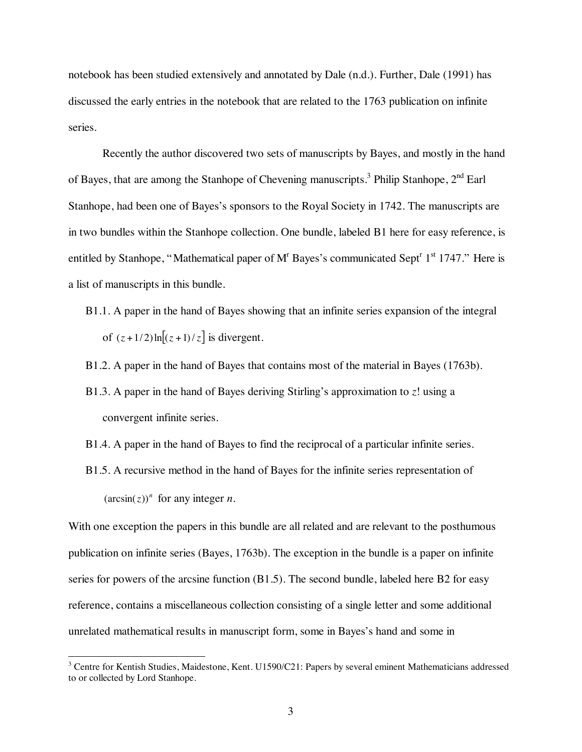notebook has been studied extensively and annotated by Dale (n.d.). Further, Dale (1991) has discussed the early entries in the notebook that are related to the 1763 publication on infinite series.

Recently the author discovered two sets of manuscripts by Bayes, and mostly in the hand of Bayes, that are among the Stanhope of Chevening manuscripts.[3] Philip Stanhope, 2nd Earl Stanhope, had been one of Bayes's sponsors to the Royal Society in 1742. The manuscripts are in two bundles within the Stanhope collection. One bundle, labeled B1 here for easy reference, is entitled by Stanhope, "Mathematical paper of Mr Bayes's communicated Septr 1st 1747." Here is a list of manuscripts in this bundle.

- B1.1. A paper in the hand of Bayes showing that an infinite series expansion of the integral of $(z+1/2)\ln[(z+1)/z]$ is divergent.
- B1.2. A paper in the hand of Bayes that contains most of the material in Bayes (1763b).
- B1.3. A paper in the hand of Bayes deriving Stirling's approximation to $z!$ using a convergent infinite series.
- B1.4. A paper in the hand of Bayes to find the reciprocal of a particular infinite series.
- B1.5. A recursive method in the hand of Bayes for the infinite series representation of $(\arcsin(z))^n$ for any integer $n$.

With one exception the papers in this bundle are all related and are relevant to the posthumous publication on infinite series (Bayes, 1763b). The exception in the bundle is a paper on infinite series for powers of the arcsine function (B1.5). The second bundle, labeled here B2 for easy reference, contains a miscellaneous collection consisting of a single letter and some additional unrelated mathematical results in manuscript form, some in Bayes's hand and some in

[3] Centre for Kentish Studies, Maidestone, Kent. U1590/C21: Papers by several eminent Mathematicians addressed to or collected by Lord Stanhope.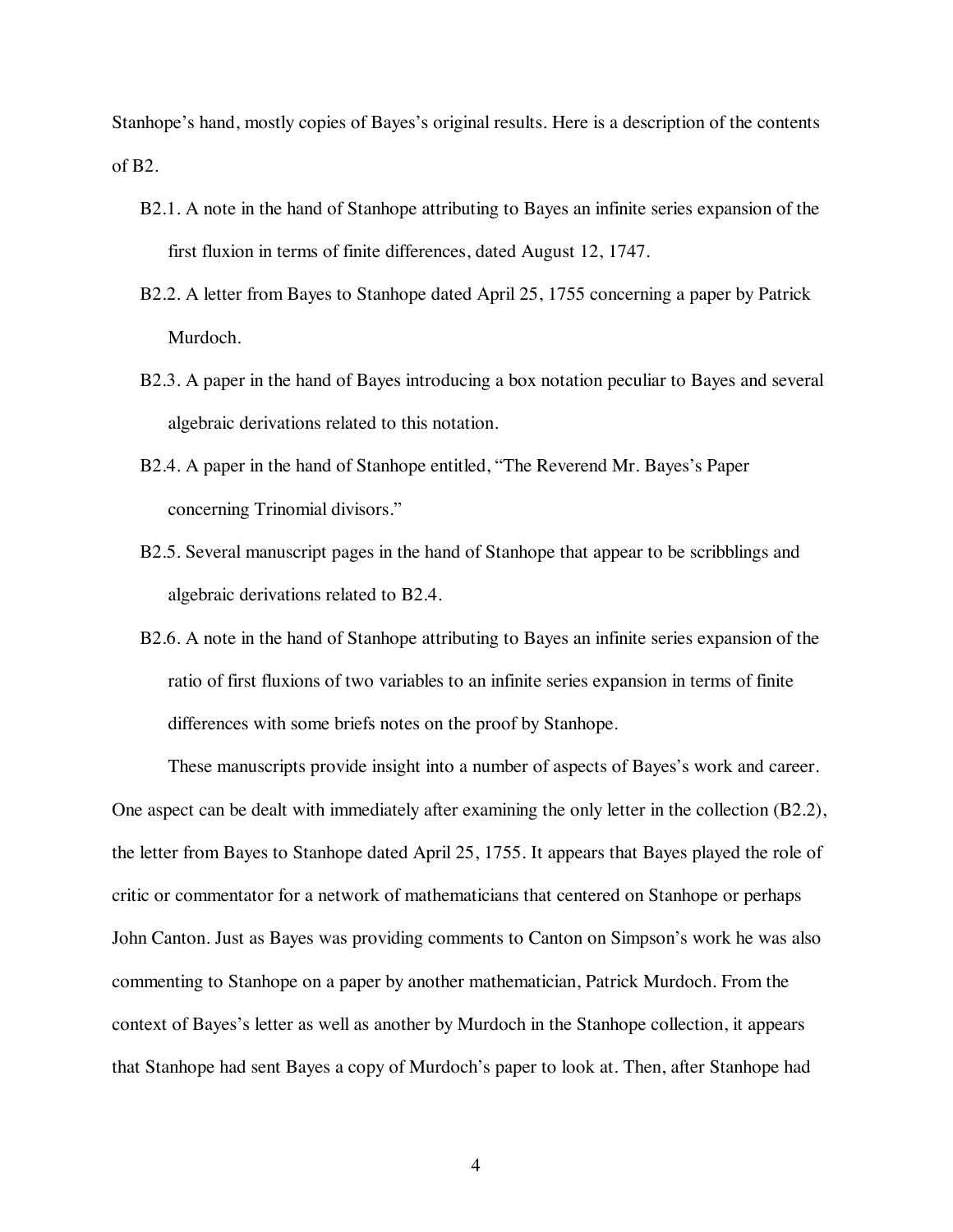Stanhope's hand, mostly copies of Bayes's original results. Here is a description of the contents of B2.

B2.1. A note in the hand of Stanhope attributing to Bayes an infinite series expansion of the first fluxion in terms of finite differences, dated August 12, 1747.

B2.2. A letter from Bayes to Stanhope dated April 25, 1755 concerning a paper by Patrick Murdoch.

B2.3. A paper in the hand of Bayes introducing a box notation peculiar to Bayes and several algebraic derivations related to this notation.

B2.4. A paper in the hand of Stanhope entitled, "The Reverend Mr. Bayes's Paper concerning Trinomial divisors."

B2.5. Several manuscript pages in the hand of Stanhope that appear to be scribblings and algebraic derivations related to B2.4.

B2.6. A note in the hand of Stanhope attributing to Bayes an infinite series expansion of the ratio of first fluxions of two variables to an infinite series expansion in terms of finite differences with some briefs notes on the proof by Stanhope.

These manuscripts provide insight into a number of aspects of Bayes's work and career. One aspect can be dealt with immediately after examining the only letter in the collection (B2.2), the letter from Bayes to Stanhope dated April 25, 1755. It appears that Bayes played the role of critic or commentator for a network of mathematicians that centered on Stanhope or perhaps John Canton. Just as Bayes was providing comments to Canton on Simpson's work he was also commenting to Stanhope on a paper by another mathematician, Patrick Murdoch. From the context of Bayes's letter as well as another by Murdoch in the Stanhope collection, it appears that Stanhope had sent Bayes a copy of Murdoch's paper to look at. Then, after Stanhope had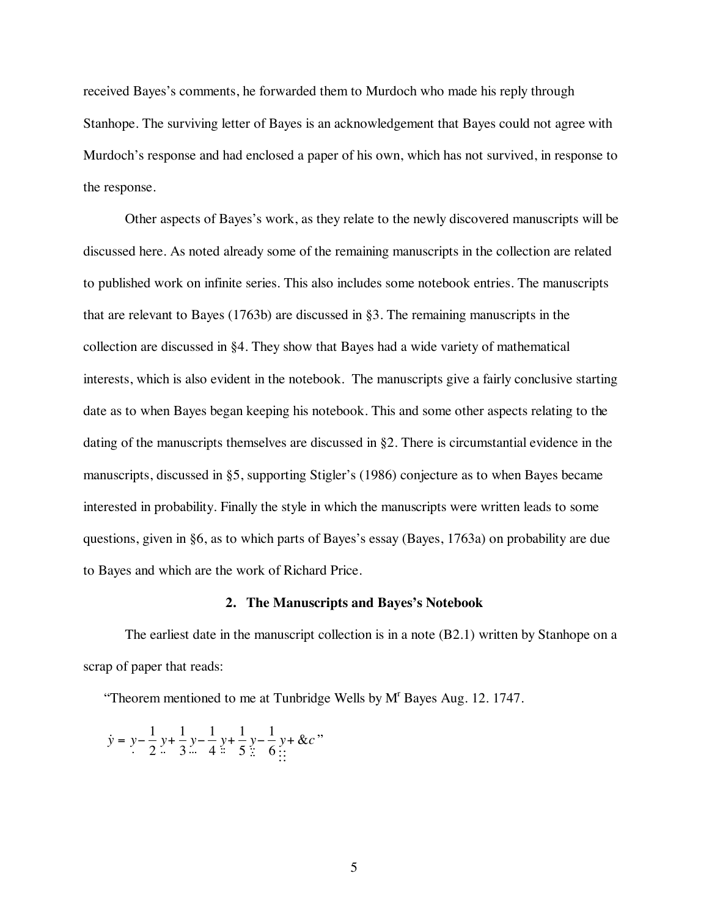received Bayes's comments, he forwarded them to Murdoch who made his reply through Stanhope. The surviving letter of Bayes is an acknowledgement that Bayes could not agree with Murdoch's response and had enclosed a paper of his own, which has not survived, in response to the response.

Other aspects of Bayes's work, as they relate to the newly discovered manuscripts will be discussed here. As noted already some of the remaining manuscripts in the collection are related to published work on infinite series. This also includes some notebook entries. The manuscripts that are relevant to Bayes (1763b) are discussed in §3. The remaining manuscripts in the collection are discussed in §4. They show that Bayes had a wide variety of mathematical interests, which is also evident in the notebook. The manuscripts give a fairly conclusive starting date as to when Bayes began keeping his notebook. This and some other aspects relating to the dating of the manuscripts themselves are discussed in §2. There is circumstantial evidence in the manuscripts, discussed in §5, supporting Stigler's (1986) conjecture as to when Bayes became interested in probability. Finally the style in which the manuscripts were written leads to some questions, given in §6, as to which parts of Bayes's essay (Bayes, 1763a) on probability are due to Bayes and which are the work of Richard Price.

## 2. The Manuscripts and Bayes's Notebook

The earliest date in the manuscript collection is in a note (B2.1) written by Stanhope on a scrap of paper that reads:

"Theorem mentioned to me at Tunbridge Wells by M$^{r}$ Bayes Aug. 12. 1747.

$$\dot{y} = \underset{.}{y} - \frac{1}{2}\underset{..}{y} + \frac{1}{3}\underset{...}{y} - \frac{1}{4}\underset{::}{y} + \frac{1}{5}\underset{:.:}{y} - \frac{1}{6}\underset{:::}{y} + \&c \text{"}$$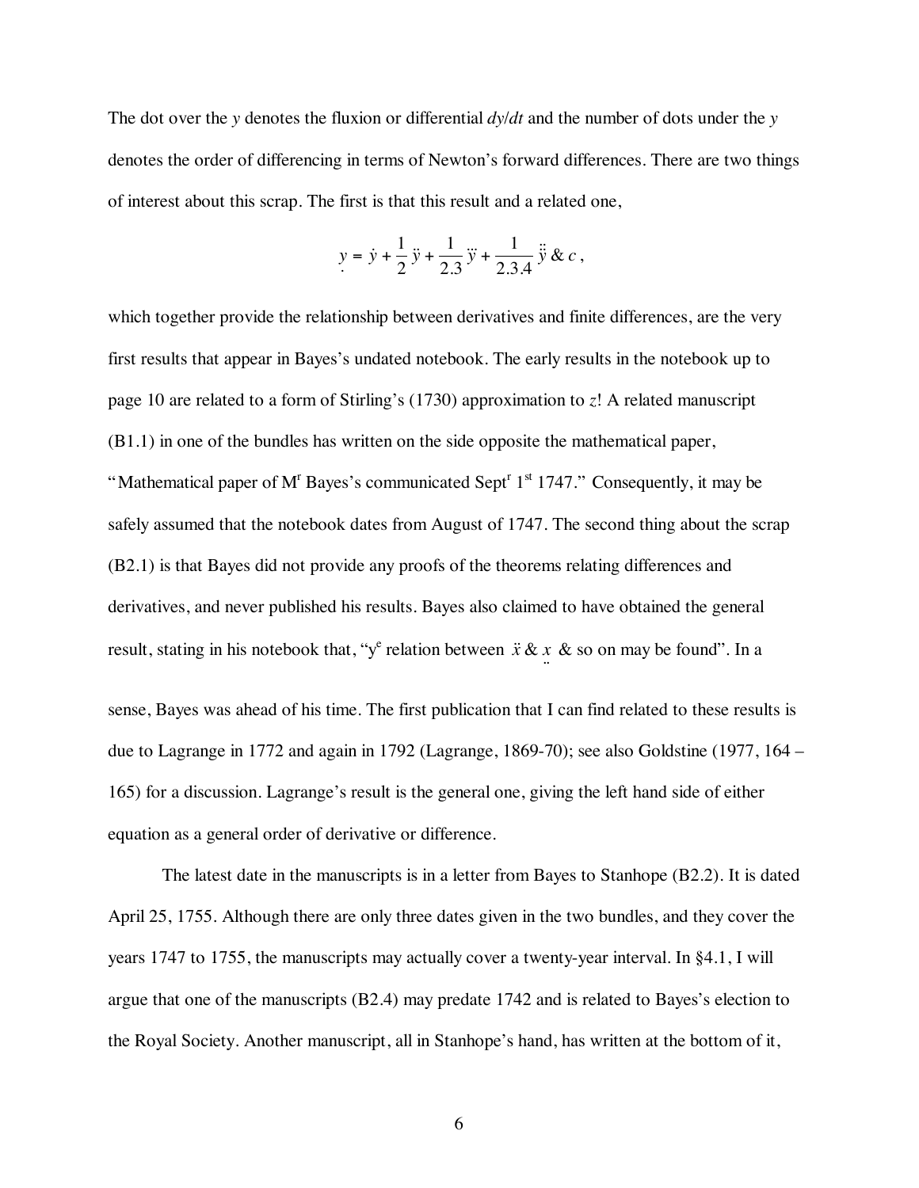The dot over the $y$ denotes the fluxion or differential $dy/dt$ and the number of dots under the $y$ denotes the order of differencing in terms of Newton's forward differences. There are two things of interest about this scrap. The first is that this result and a related one,

$$\underset{\cdot}{y} = \dot{y} + \frac{1}{2}\ddot{y} + \frac{1}{2.3}\dddot{y} + \frac{1}{2.3.4}\ddddot{y}\ \&c\,,$$

which together provide the relationship between derivatives and finite differences, are the very first results that appear in Bayes's undated notebook. The early results in the notebook up to page 10 are related to a form of Stirling's (1730) approximation to $z!$ A related manuscript (B1.1) in one of the bundles has written on the side opposite the mathematical paper, "Mathematical paper of M$^{r}$ Bayes's communicated Sept$^{r}$ 1$^{st}$ 1747." Consequently, it may be safely assumed that the notebook dates from August of 1747. The second thing about the scrap (B2.1) is that Bayes did not provide any proofs of the theorems relating differences and derivatives, and never published his results. Bayes also claimed to have obtained the general result, stating in his notebook that, "y$^{e}$ relation between $\ddot{x}$ & $\underset{\cdot\cdot}{x}$ & so on may be found". In a sense, Bayes was ahead of his time. The first publication that I can find related to these results is due to Lagrange in 1772 and again in 1792 (Lagrange, 1869-70); see also Goldstine (1977, 164 – 165) for a discussion. Lagrange's result is the general one, giving the left hand side of either equation as a general order of derivative or difference.

The latest date in the manuscripts is in a letter from Bayes to Stanhope (B2.2). It is dated April 25, 1755. Although there are only three dates given in the two bundles, and they cover the years 1747 to 1755, the manuscripts may actually cover a twenty-year interval. In §4.1, I will argue that one of the manuscripts (B2.4) may predate 1742 and is related to Bayes's election to the Royal Society. Another manuscript, all in Stanhope's hand, has written at the bottom of it,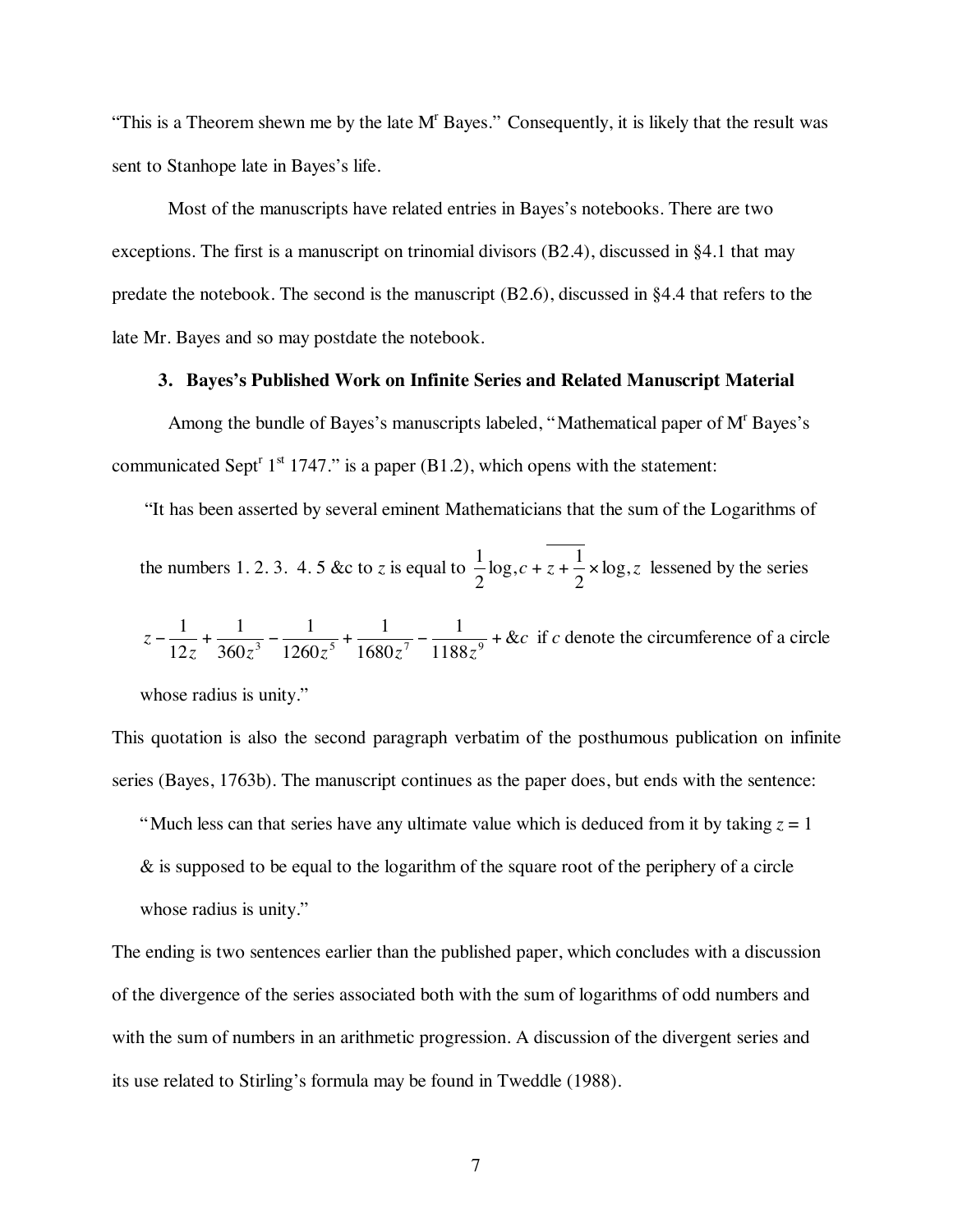"This is a Theorem shewn me by the late M$^r$ Bayes." Consequently, it is likely that the result was sent to Stanhope late in Bayes's life.

Most of the manuscripts have related entries in Bayes's notebooks. There are two exceptions. The first is a manuscript on trinomial divisors (B2.4), discussed in §4.1 that may predate the notebook. The second is the manuscript (B2.6), discussed in §4.4 that refers to the late Mr. Bayes and so may postdate the notebook.

### 3. Bayes's Published Work on Infinite Series and Related Manuscript Material

Among the bundle of Bayes's manuscripts labeled, "Mathematical paper of M$^r$ Bayes's communicated Sept$^r$ 1$^{st}$ 1747." is a paper (B1.2), which opens with the statement:

> "It has been asserted by several eminent Mathematicians that the sum of the Logarithms of the numbers 1. 2. 3. 4. 5 &c to $z$ is equal to $\frac{1}{2}\log,c + \overline{z + \frac{1}{2}} \times \log,z$ lessened by the series $z - \frac{1}{12z} + \frac{1}{360z^3} - \frac{1}{1260z^5} + \frac{1}{1680z^7} - \frac{1}{1188z^9} + \&c$ if $c$ denote the circumference of a circle whose radius is unity."

This quotation is also the second paragraph verbatim of the posthumous publication on infinite series (Bayes, 1763b). The manuscript continues as the paper does, but ends with the sentence:

> "Much less can that series have any ultimate value which is deduced from it by taking $z = 1$ & is supposed to be equal to the logarithm of the square root of the periphery of a circle whose radius is unity."

The ending is two sentences earlier than the published paper, which concludes with a discussion of the divergence of the series associated both with the sum of logarithms of odd numbers and with the sum of numbers in an arithmetic progression. A discussion of the divergent series and its use related to Stirling's formula may be found in Tweddle (1988).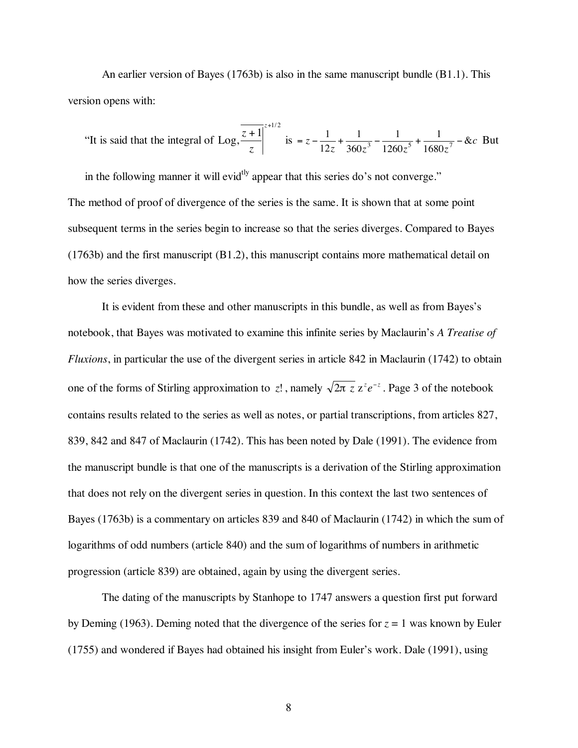An earlier version of Bayes (1763b) is also in the same manuscript bundle (B1.1). This version opens with:

"It is said that the integral of $\text{Log},\overline{\frac{z+1}{z}}\Big|^{z+1/2}$ is $= z - \frac{1}{12z} + \frac{1}{360z^3} - \frac{1}{1260z^5} + \frac{1}{1680z^7} - \&c$ But in the following manner it will evid$^{\text{tly}}$ appear that this series do's not converge."

The method of proof of divergence of the series is the same. It is shown that at some point subsequent terms in the series begin to increase so that the series diverges. Compared to Bayes (1763b) and the first manuscript (B1.2), this manuscript contains more mathematical detail on how the series diverges.

It is evident from these and other manuscripts in this bundle, as well as from Bayes's notebook, that Bayes was motivated to examine this infinite series by Maclaurin's *A Treatise of Fluxions*, in particular the use of the divergent series in article 842 in Maclaurin (1742) to obtain one of the forms of Stirling approximation to $z!$, namely $\sqrt{2\pi\ z}\ z^z e^{-z}$. Page 3 of the notebook contains results related to the series as well as notes, or partial transcriptions, from articles 827, 839, 842 and 847 of Maclaurin (1742). This has been noted by Dale (1991). The evidence from the manuscript bundle is that one of the manuscripts is a derivation of the Stirling approximation that does not rely on the divergent series in question. In this context the last two sentences of Bayes (1763b) is a commentary on articles 839 and 840 of Maclaurin (1742) in which the sum of logarithms of odd numbers (article 840) and the sum of logarithms of numbers in arithmetic progression (article 839) are obtained, again by using the divergent series.

The dating of the manuscripts by Stanhope to 1747 answers a question first put forward by Deming (1963). Deming noted that the divergence of the series for $z = 1$ was known by Euler (1755) and wondered if Bayes had obtained his insight from Euler's work. Dale (1991), using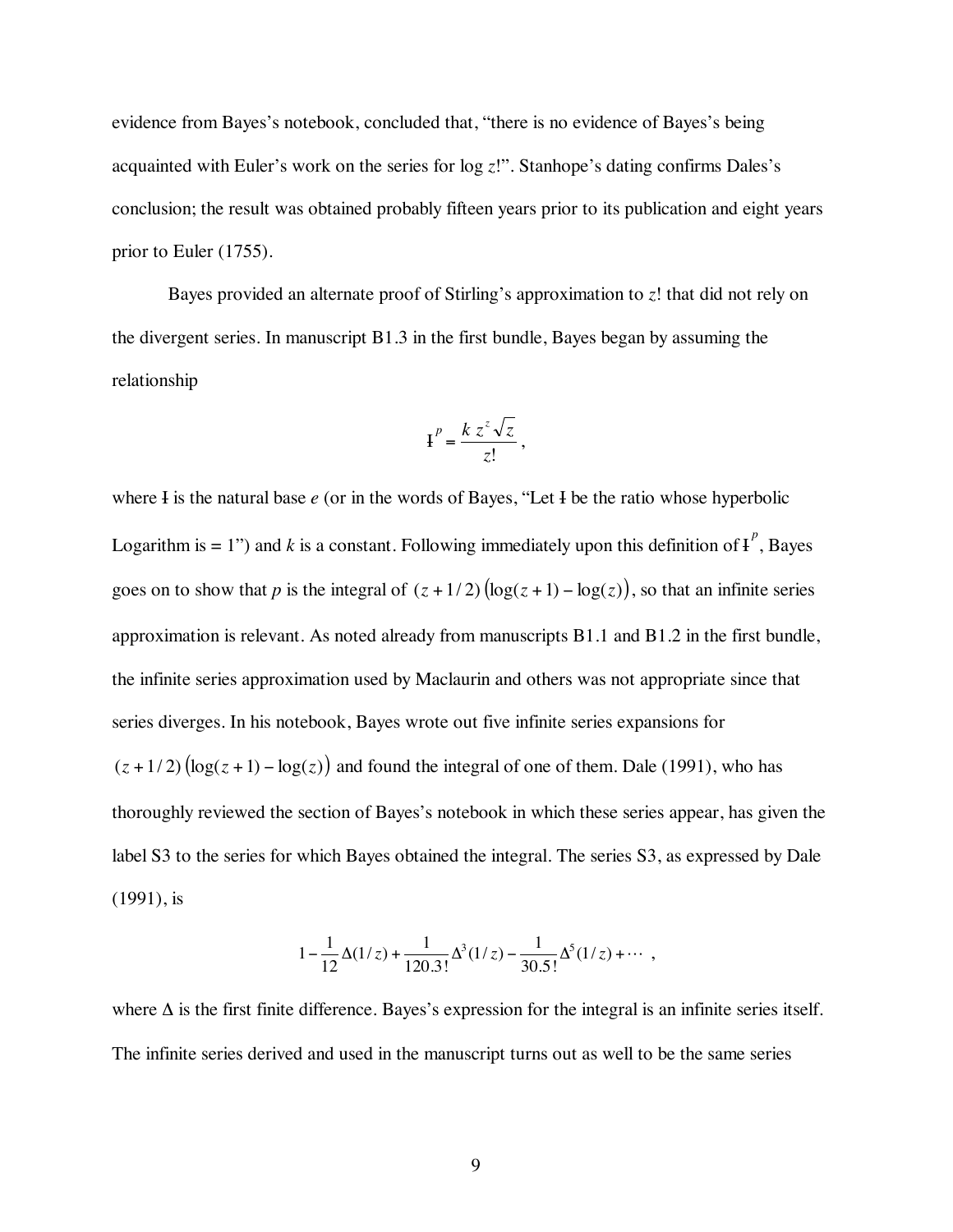evidence from Bayes's notebook, concluded that, "there is no evidence of Bayes's being acquainted with Euler's work on the series for log $z$!". Stanhope's dating confirms Dales's conclusion; the result was obtained probably fifteen years prior to its publication and eight years prior to Euler (1755).

Bayes provided an alternate proof of Stirling's approximation to $z$! that did not rely on the divergent series. In manuscript B1.3 in the first bundle, Bayes began by assuming the relationship

$$\text{Ɨ}^{p} = \frac{k\, z^{z} \sqrt{z}}{z!},$$

where Ɨ is the natural base $e$ (or in the words of Bayes, "Let Ɨ be the ratio whose hyperbolic Logarithm is = 1") and $k$ is a constant. Following immediately upon this definition of $\text{Ɨ}^{p}$, Bayes goes on to show that $p$ is the integral of $(z+1/2)\left(\log(z+1)-\log(z)\right)$, so that an infinite series approximation is relevant. As noted already from manuscripts B1.1 and B1.2 in the first bundle, the infinite series approximation used by Maclaurin and others was not appropriate since that series diverges. In his notebook, Bayes wrote out five infinite series expansions for $(z+1/2)\left(\log(z+1)-\log(z)\right)$ and found the integral of one of them. Dale (1991), who has thoroughly reviewed the section of Bayes's notebook in which these series appear, has given the label S3 to the series for which Bayes obtained the integral. The series S3, as expressed by Dale (1991), is

$$1-\frac{1}{12}\Delta(1/z)+\frac{1}{120.3!}\Delta^{3}(1/z)-\frac{1}{30.5!}\Delta^{5}(1/z)+\cdots ,$$

where $\Delta$ is the first finite difference. Bayes's expression for the integral is an infinite series itself. The infinite series derived and used in the manuscript turns out as well to be the same series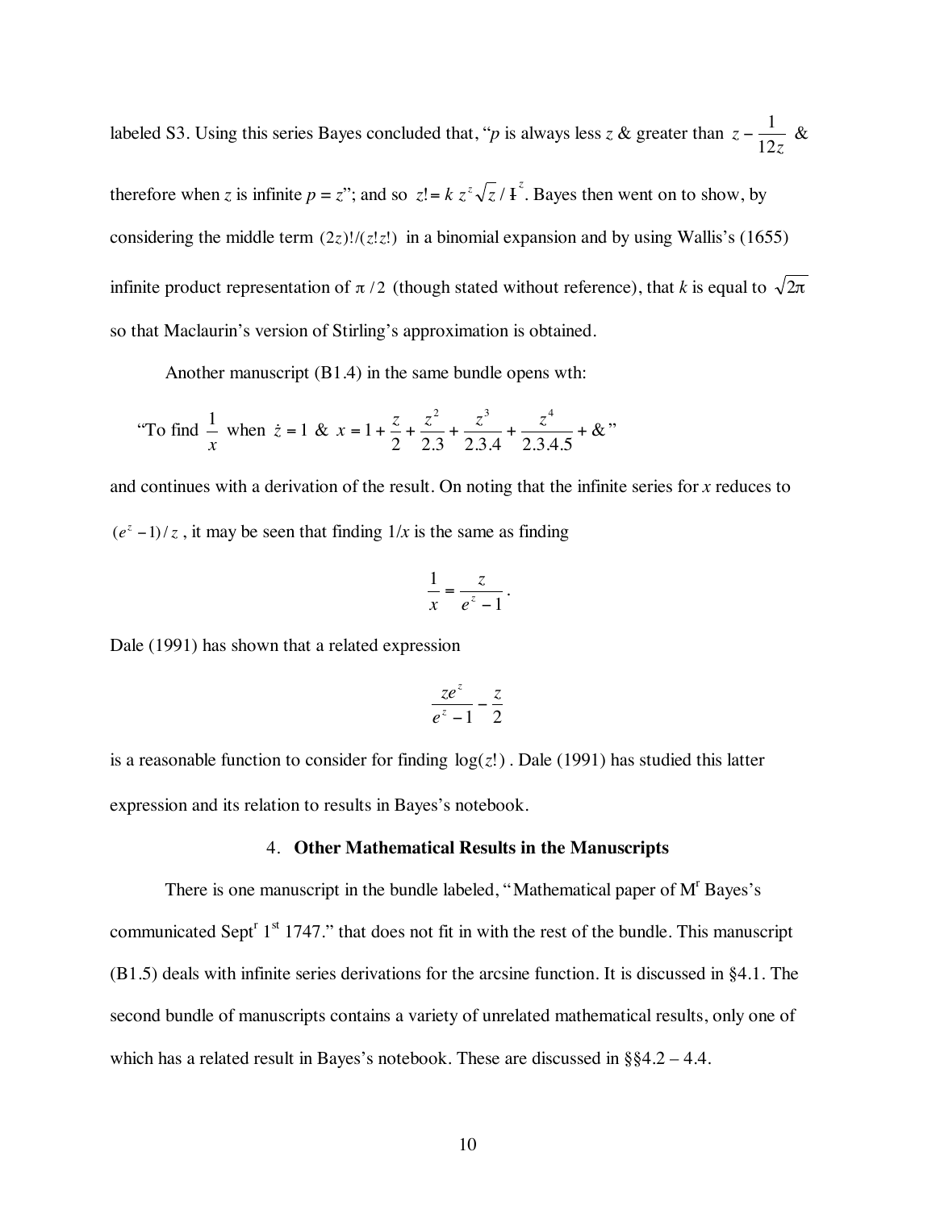labeled S3. Using this series Bayes concluded that, "$p$ is always less $z$ & greater than $z - \frac{1}{12z}$ & therefore when $z$ is infinite $p = z$"; and so $z! = k\, z^z \sqrt{z} / \text{I}^z$. Bayes then went on to show, by considering the middle term $(2z)!/(z!z!)$ in a binomial expansion and by using Wallis's (1655) infinite product representation of $\pi/2$ (though stated without reference), that $k$ is equal to $\sqrt{2\pi}$ so that Maclaurin's version of Stirling's approximation is obtained.

Another manuscript (B1.4) in the same bundle opens wth:

"To find $\frac{1}{x}$ when $\dot{z} = 1$ & $x = 1 + \frac{z}{2} + \frac{z^2}{2.3} + \frac{z^3}{2.3.4} + \frac{z^4}{2.3.4.5} + \&$"

and continues with a derivation of the result. On noting that the infinite series for $x$ reduces to $(e^z - 1)/z$, it may be seen that finding $1/x$ is the same as finding

$$\frac{1}{x} = \frac{z}{e^z - 1}.$$

Dale (1991) has shown that a related expression

$$\frac{ze^z}{e^z - 1} - \frac{z}{2}$$

is a reasonable function to consider for finding $\log(z!)$. Dale (1991) has studied this latter expression and its relation to results in Bayes's notebook.

## 4. **Other Mathematical Results in the Manuscripts**

There is one manuscript in the bundle labeled, "Mathematical paper of M$^{r}$ Bayes's communicated Sept$^{r}$ 1$^{st}$ 1747." that does not fit in with the rest of the bundle. This manuscript (B1.5) deals with infinite series derivations for the arcsine function. It is discussed in §4.1. The second bundle of manuscripts contains a variety of unrelated mathematical results, only one of which has a related result in Bayes's notebook. These are discussed in §§4.2 – 4.4.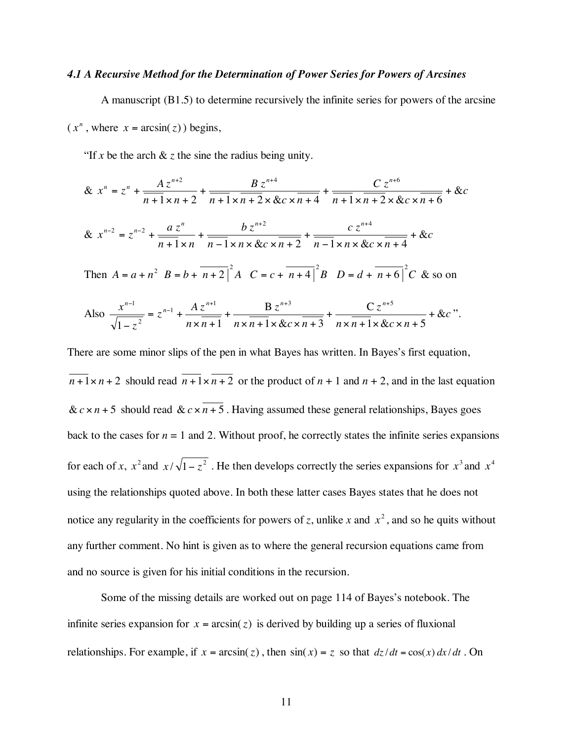*4.1 A Recursive Method for the Determination of Power Series for Powers of Arcsines*

A manuscript (B1.5) to determine recursively the infinite series for powers of the arcsine ($x^n$, where $x = \arcsin(z)$) begins,

"If $x$ be the arch & $z$ the sine the radius being unity.

$$\& \;\; x^n = z^n + \frac{A\,z^{n+2}}{\overline{n+1} \times n+2} + \frac{B\,z^{n+4}}{\overline{n+1} \times \overline{n+2} \times \&c \times \overline{n+4}} + \frac{C\,z^{n+6}}{\overline{n+1} \times \overline{n+2} \times \&c \times \overline{n+6}} + \&c$$

$$\& \;\; x^{n-2} = z^{n-2} + \frac{a\,z^n}{\overline{n+1} \times n} + \frac{b\,z^{n+2}}{\overline{n-1} \times n \times \&c \times \overline{n+2}} + \frac{c\,z^{n+4}}{\overline{n-1} \times n \times \&c \times \overline{n+4}} + \&c$$

Then $A = a + n^2 \;\; B = b + \overline{n+2}\big|^2 A \;\;\; C = c + \overline{n+4}\big|^2 B \;\;\; D = d + \overline{n+6}\big|^2 C$ & so on

$$\text{Also } \frac{x^{n-1}}{\sqrt{1-z^2}} = z^{n-1} + \frac{A\,z^{n+1}}{n \times \overline{n+1}} + \frac{\text{B}\,z^{n+3}}{n \times \overline{n+1} \times \&c \times \overline{n+3}} + \frac{\text{C}\,z^{n+5}}{n \times \overline{n+1} \times \&c \times n+5} + \&c\text{''}.$$

There are some minor slips of the pen in what Bayes has written. In Bayes's first equation, $\overline{n+1} \times n+2$ should read $\overline{n+1} \times \overline{n+2}$ or the product of $n + 1$ and $n + 2$, and in the last equation $\&c \times n+5$ should read $\&c \times \overline{n+5}$. Having assumed these general relationships, Bayes goes back to the cases for $n$ = 1 and 2. Without proof, he correctly states the infinite series expansions for each of $x$, $x^2$ and $x/\sqrt{1-z^2}$. He then develops correctly the series expansions for $x^3$ and $x^4$ using the relationships quoted above. In both these latter cases Bayes states that he does not notice any regularity in the coefficients for powers of $z$, unlike $x$ and $x^2$, and so he quits without any further comment. No hint is given as to where the general recursion equations came from and no source is given for his initial conditions in the recursion.

Some of the missing details are worked out on page 114 of Bayes's notebook. The infinite series expansion for $x = \arcsin(z)$ is derived by building up a series of fluxional relationships. For example, if $x = \arcsin(z)$, then $\sin(x) = z$ so that $dz/dt = \cos(x)\, dx/dt$. On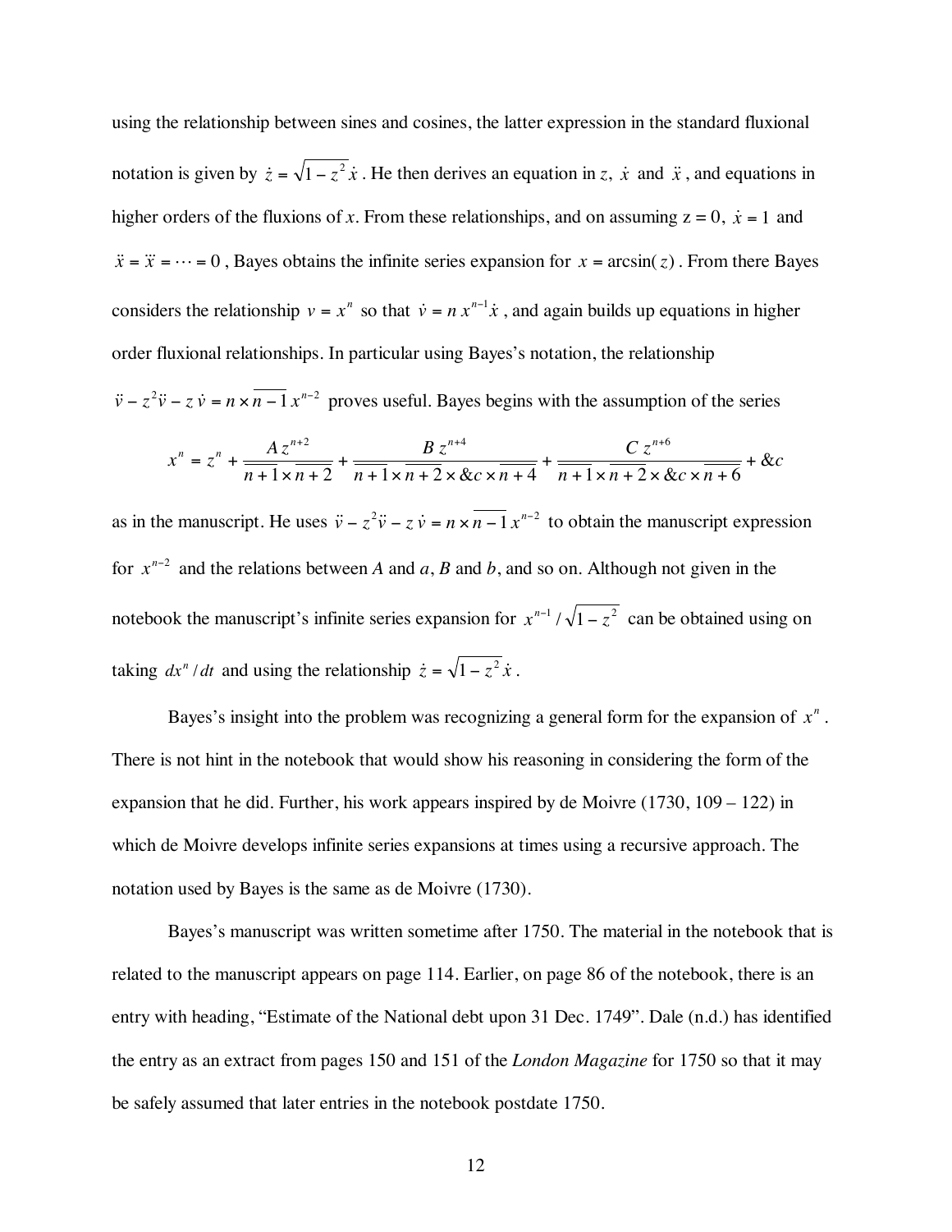using the relationship between sines and cosines, the latter expression in the standard fluxional notation is given by $\dot{z} = \sqrt{1 - z^2}\,\dot{x}$. He then derives an equation in $z$, $\dot{x}$ and $\ddot{x}$, and equations in higher orders of the fluxions of $x$. From these relationships, and on assuming $z = 0$, $\dot{x} = 1$ and $\ddot{x} = \dddot{x} = \cdots = 0$, Bayes obtains the infinite series expansion for $x = \arcsin(z)$. From there Bayes considers the relationship $v = x^n$ so that $\dot{v} = n\,x^{n-1}\dot{x}$, and again builds up equations in higher order fluxional relationships. In particular using Bayes's notation, the relationship $\ddot{v} - z^2\ddot{v} - z\,\dot{v} = n \times \overline{n-1}\,x^{n-2}$ proves useful. Bayes begins with the assumption of the series

$$x^n = z^n + \frac{A\,z^{n+2}}{\overline{n+1} \times \overline{n+2}} + \frac{B\,z^{n+4}}{\overline{n+1} \times \overline{n+2} \times \&c \times \overline{n+4}} + \frac{C\,z^{n+6}}{\overline{n+1} \times \overline{n+2} \times \&c \times \overline{n+6}} + \&c$$

as in the manuscript. He uses $\ddot{v} - z^2\ddot{v} - z\,\dot{v} = n \times \overline{n-1}\,x^{n-2}$ to obtain the manuscript expression for $x^{n-2}$ and the relations between $A$ and $a$, $B$ and $b$, and so on. Although not given in the notebook the manuscript's infinite series expansion for $x^{n-1}/\sqrt{1-z^2}$ can be obtained using on taking $dx^n/dt$ and using the relationship $\dot{z} = \sqrt{1 - z^2}\,\dot{x}$.

Bayes's insight into the problem was recognizing a general form for the expansion of $x^n$. There is not hint in the notebook that would show his reasoning in considering the form of the expansion that he did. Further, his work appears inspired by de Moivre (1730, 109 – 122) in which de Moivre develops infinite series expansions at times using a recursive approach. The notation used by Bayes is the same as de Moivre (1730).

Bayes's manuscript was written sometime after 1750. The material in the notebook that is related to the manuscript appears on page 114. Earlier, on page 86 of the notebook, there is an entry with heading, "Estimate of the National debt upon 31 Dec. 1749". Dale (n.d.) has identified the entry as an extract from pages 150 and 151 of the *London Magazine* for 1750 so that it may be safely assumed that later entries in the notebook postdate 1750.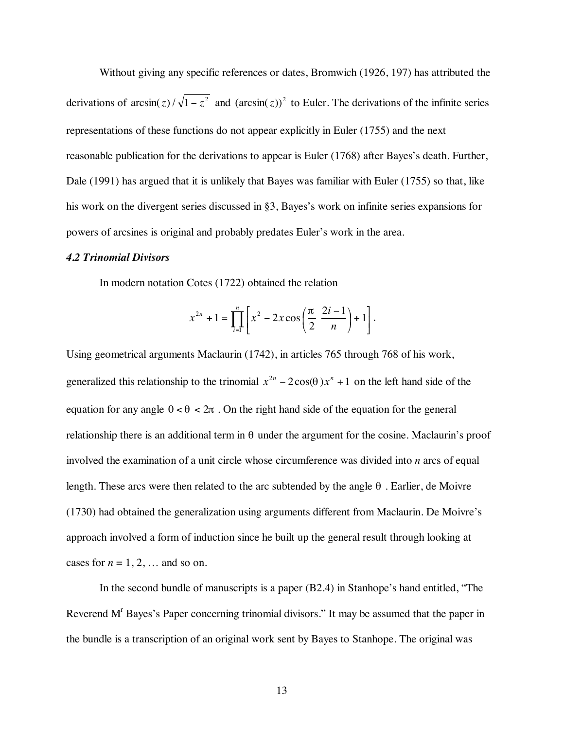Without giving any specific references or dates, Bromwich (1926, 197) has attributed the derivations of $\arcsin(z)/\sqrt{1-z^2}$ and $(\arcsin(z))^2$ to Euler. The derivations of the infinite series representations of these functions do not appear explicitly in Euler (1755) and the next reasonable publication for the derivations to appear is Euler (1768) after Bayes's death. Further, Dale (1991) has argued that it is unlikely that Bayes was familiar with Euler (1755) so that, like his work on the divergent series discussed in §3, Bayes's work on infinite series expansions for powers of arcsines is original and probably predates Euler's work in the area.

### *4.2 Trinomial Divisors*

In modern notation Cotes (1722) obtained the relation

$$x^{2n} + 1 = \prod_{i=1}^{n} \left[ x^2 - 2x\cos\left(\frac{\pi}{2}\,\frac{2i-1}{n}\right) + 1 \right].$$

Using geometrical arguments Maclaurin (1742), in articles 765 through 768 of his work, generalized this relationship to the trinomial $x^{2n} - 2\cos(\theta)x^n + 1$ on the left hand side of the equation for any angle $0 < \theta < 2\pi$. On the right hand side of the equation for the general relationship there is an additional term in $\theta$ under the argument for the cosine. Maclaurin's proof involved the examination of a unit circle whose circumference was divided into *n* arcs of equal length. These arcs were then related to the arc subtended by the angle $\theta$. Earlier, de Moivre (1730) had obtained the generalization using arguments different from Maclaurin. De Moivre's approach involved a form of induction since he built up the general result through looking at cases for $n = 1, 2, \ldots$ and so on.

In the second bundle of manuscripts is a paper (B2.4) in Stanhope's hand entitled, "The Reverend M[r] Bayes's Paper concerning trinomial divisors." It may be assumed that the paper in the bundle is a transcription of an original work sent by Bayes to Stanhope. The original was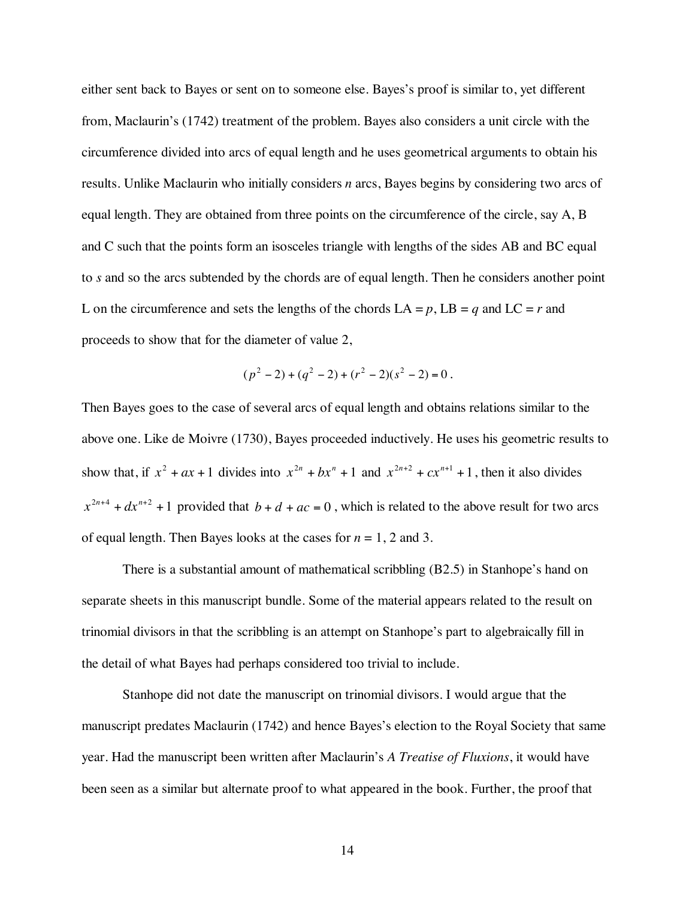either sent back to Bayes or sent on to someone else. Bayes's proof is similar to, yet different from, Maclaurin's (1742) treatment of the problem. Bayes also considers a unit circle with the circumference divided into arcs of equal length and he uses geometrical arguments to obtain his results. Unlike Maclaurin who initially considers *n* arcs, Bayes begins by considering two arcs of equal length. They are obtained from three points on the circumference of the circle, say A, B and C such that the points form an isosceles triangle with lengths of the sides AB and BC equal to *s* and so the arcs subtended by the chords are of equal length. Then he considers another point L on the circumference and sets the lengths of the chords LA = *p*, LB = *q* and LC = *r* and proceeds to show that for the diameter of value 2,

$$(p^2 - 2) + (q^2 - 2) + (r^2 - 2)(s^2 - 2) = 0\,.$$

Then Bayes goes to the case of several arcs of equal length and obtains relations similar to the above one. Like de Moivre (1730), Bayes proceeded inductively. He uses his geometric results to show that, if $x^2 + ax + 1$ divides into $x^{2n} + bx^n + 1$ and $x^{2n+2} + cx^{n+1} + 1$, then it also divides $x^{2n+4} + dx^{n+2} + 1$ provided that $b + d + ac = 0$, which is related to the above result for two arcs of equal length. Then Bayes looks at the cases for *n* = 1, 2 and 3.

There is a substantial amount of mathematical scribbling (B2.5) in Stanhope's hand on separate sheets in this manuscript bundle. Some of the material appears related to the result on trinomial divisors in that the scribbling is an attempt on Stanhope's part to algebraically fill in the detail of what Bayes had perhaps considered too trivial to include.

Stanhope did not date the manuscript on trinomial divisors. I would argue that the manuscript predates Maclaurin (1742) and hence Bayes's election to the Royal Society that same year. Had the manuscript been written after Maclaurin's *A Treatise of Fluxions*, it would have been seen as a similar but alternate proof to what appeared in the book. Further, the proof that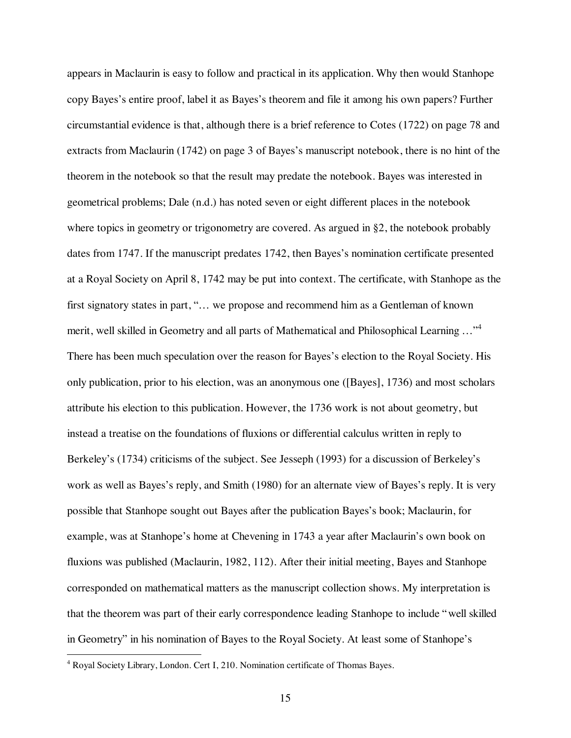appears in Maclaurin is easy to follow and practical in its application. Why then would Stanhope copy Bayes's entire proof, label it as Bayes's theorem and file it among his own papers? Further circumstantial evidence is that, although there is a brief reference to Cotes (1722) on page 78 and extracts from Maclaurin (1742) on page 3 of Bayes's manuscript notebook, there is no hint of the theorem in the notebook so that the result may predate the notebook. Bayes was interested in geometrical problems; Dale (n.d.) has noted seven or eight different places in the notebook where topics in geometry or trigonometry are covered. As argued in §2, the notebook probably dates from 1747. If the manuscript predates 1742, then Bayes's nomination certificate presented at a Royal Society on April 8, 1742 may be put into context. The certificate, with Stanhope as the first signatory states in part, "… we propose and recommend him as a Gentleman of known merit, well skilled in Geometry and all parts of Mathematical and Philosophical Learning …"[4] There has been much speculation over the reason for Bayes's election to the Royal Society. His only publication, prior to his election, was an anonymous one ([Bayes], 1736) and most scholars attribute his election to this publication. However, the 1736 work is not about geometry, but instead a treatise on the foundations of fluxions or differential calculus written in reply to Berkeley's (1734) criticisms of the subject. See Jesseph (1993) for a discussion of Berkeley's work as well as Bayes's reply, and Smith (1980) for an alternate view of Bayes's reply. It is very possible that Stanhope sought out Bayes after the publication Bayes's book; Maclaurin, for example, was at Stanhope's home at Chevening in 1743 a year after Maclaurin's own book on fluxions was published (Maclaurin, 1982, 112). After their initial meeting, Bayes and Stanhope corresponded on mathematical matters as the manuscript collection shows. My interpretation is that the theorem was part of their early correspondence leading Stanhope to include "well skilled in Geometry" in his nomination of Bayes to the Royal Society. At least some of Stanhope's

---

[4] Royal Society Library, London. Cert I, 210. Nomination certificate of Thomas Bayes.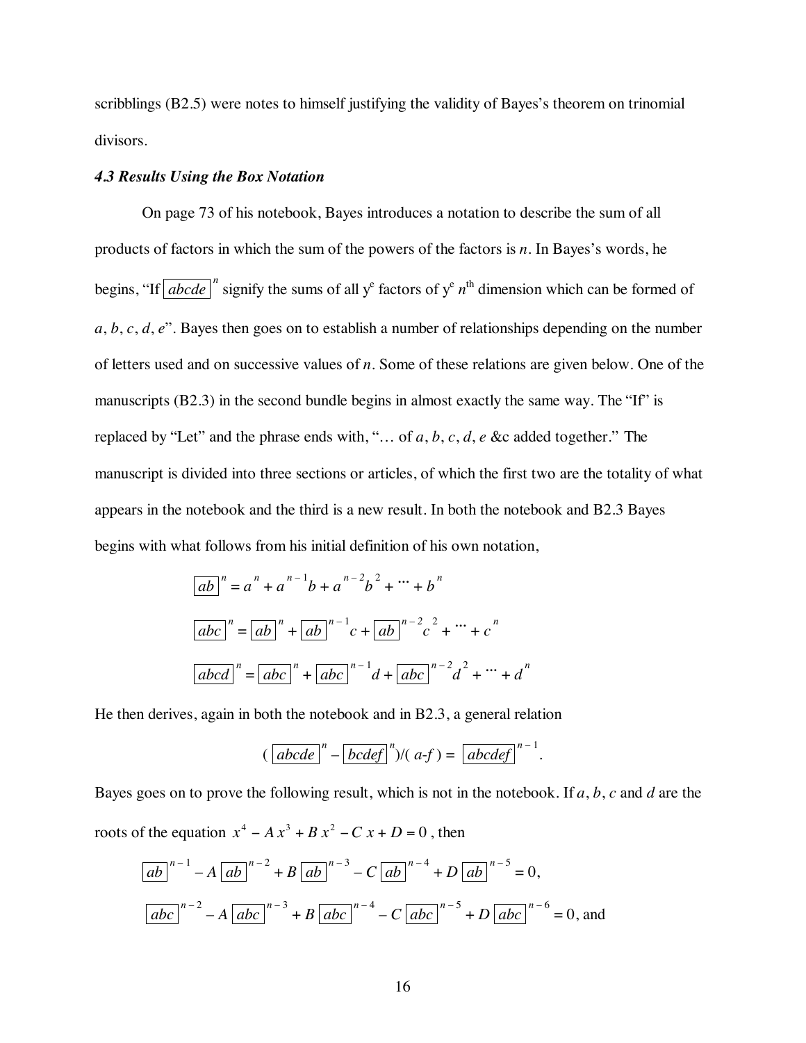scribblings (B2.5) were notes to himself justifying the validity of Bayes's theorem on trinomial divisors.

### *4.3 Results Using the Box Notation*

On page 73 of his notebook, Bayes introduces a notation to describe the sum of all products of factors in which the sum of the powers of the factors is *n*. In Bayes's words, he begins, "If $\boxed{abcde}^{\,n}$ signify the sums of all y$^e$ factors of y$^e$ $n^{\text{th}}$ dimension which can be formed of *a*, *b*, *c*, *d*, *e*". Bayes then goes on to establish a number of relationships depending on the number of letters used and on successive values of *n*. Some of these relations are given below. One of the manuscripts (B2.3) in the second bundle begins in almost exactly the same way. The "If" is replaced by "Let" and the phrase ends with, "… of *a*, *b*, *c*, *d*, *e* &c added together." The manuscript is divided into three sections or articles, of which the first two are the totality of what appears in the notebook and the third is a new result. In both the notebook and B2.3 Bayes begins with what follows from his initial definition of his own notation,

$$\boxed{ab}^{\,n} = a^n + a^{n-1}b + a^{n-2}b^2 + \cdots + b^n$$

$$\boxed{abc}^{\,n} = \boxed{ab}^{\,n} + \boxed{ab}^{\,n-1}c + \boxed{ab}^{\,n-2}c^2 + \cdots + c^n$$

$$\boxed{abcd}^{\,n} = \boxed{abc}^{\,n} + \boxed{abc}^{\,n-1}d + \boxed{abc}^{\,n-2}d^2 + \cdots + d^n$$

He then derives, again in both the notebook and in B2.3, a general relation

$$(\boxed{abcde}^{\,n} - \boxed{bcdef}^{\,n})/(a\text{-}f) = \boxed{abcdef}^{\,n-1}.$$

Bayes goes on to prove the following result, which is not in the notebook. If *a*, *b*, *c* and *d* are the roots of the equation $x^4 - Ax^3 + Bx^2 - Cx + D = 0$, then

$$\boxed{ab}^{\,n-1} - A\,\boxed{ab}^{\,n-2} + B\,\boxed{ab}^{\,n-3} - C\,\boxed{ab}^{\,n-4} + D\,\boxed{ab}^{\,n-5} = 0,$$

$$\boxed{abc}^{\,n-2} - A\,\boxed{abc}^{\,n-3} + B\,\boxed{abc}^{\,n-4} - C\,\boxed{abc}^{\,n-5} + D\,\boxed{abc}^{\,n-6} = 0, \text{ and}$$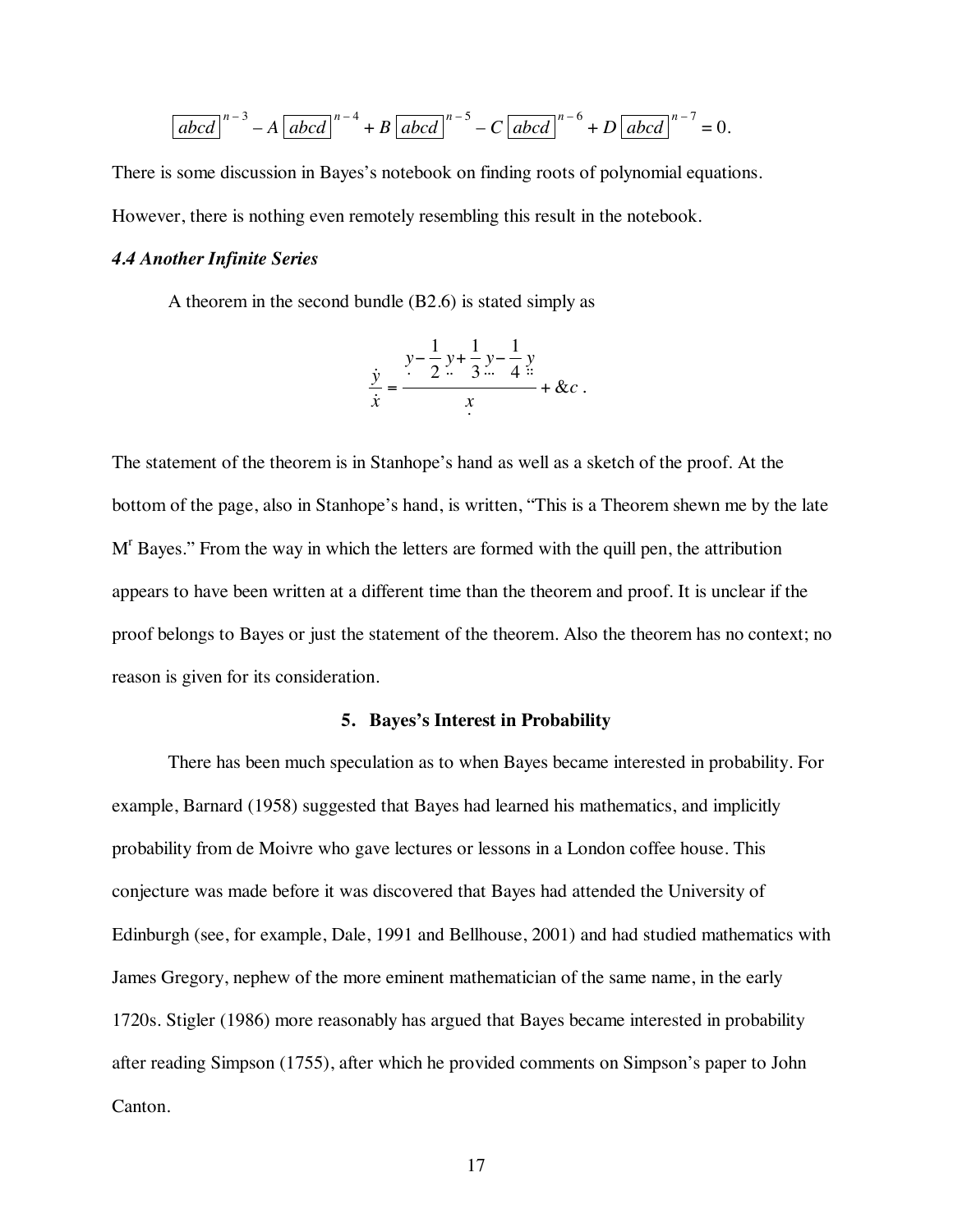$$\boxed{abcd}^{\,n-3} - A\,\boxed{abcd}^{\,n-4} + B\,\boxed{abcd}^{\,n-5} - C\,\boxed{abcd}^{\,n-6} + D\,\boxed{abcd}^{\,n-7} = 0.$$

There is some discussion in Bayes's notebook on finding roots of polynomial equations. However, there is nothing even remotely resembling this result in the notebook.

### *4.4 Another Infinite Series*

A theorem in the second bundle (B2.6) is stated simply as

$$\frac{\dot{y}}{\dot{x}} = \frac{\underset{\cdot}{y} - \frac{1}{2}\underset{\cdot\cdot}{y} + \frac{1}{3}\underset{\cdots}{y} - \frac{1}{4}\underset{::}{y}}{\underset{\cdot}{x}} + \&c\,.$$

The statement of the theorem is in Stanhope's hand as well as a sketch of the proof. At the bottom of the page, also in Stanhope's hand, is written, "This is a Theorem shewn me by the late M[r] Bayes." From the way in which the letters are formed with the quill pen, the attribution appears to have been written at a different time than the theorem and proof. It is unclear if the proof belongs to Bayes or just the statement of the theorem. Also the theorem has no context; no reason is given for its consideration.

## 5. Bayes's Interest in Probability

There has been much speculation as to when Bayes became interested in probability. For example, Barnard (1958) suggested that Bayes had learned his mathematics, and implicitly probability from de Moivre who gave lectures or lessons in a London coffee house. This conjecture was made before it was discovered that Bayes had attended the University of Edinburgh (see, for example, Dale, 1991 and Bellhouse, 2001) and had studied mathematics with James Gregory, nephew of the more eminent mathematician of the same name, in the early 1720s. Stigler (1986) more reasonably has argued that Bayes became interested in probability after reading Simpson (1755), after which he provided comments on Simpson's paper to John Canton.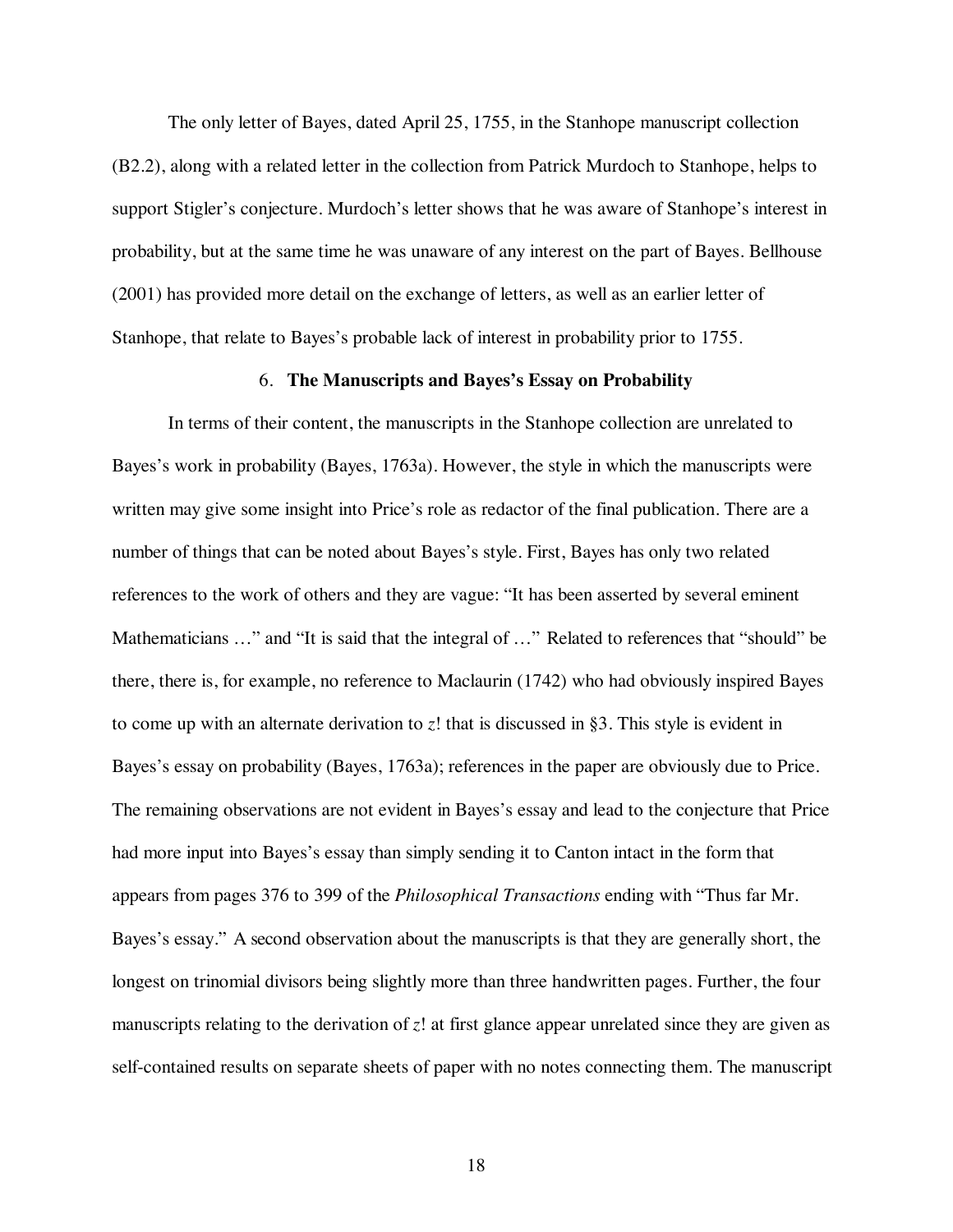The only letter of Bayes, dated April 25, 1755, in the Stanhope manuscript collection (B2.2), along with a related letter in the collection from Patrick Murdoch to Stanhope, helps to support Stigler's conjecture. Murdoch's letter shows that he was aware of Stanhope's interest in probability, but at the same time he was unaware of any interest on the part of Bayes. Bellhouse (2001) has provided more detail on the exchange of letters, as well as an earlier letter of Stanhope, that relate to Bayes's probable lack of interest in probability prior to 1755.

## 6. **The Manuscripts and Bayes's Essay on Probability**

In terms of their content, the manuscripts in the Stanhope collection are unrelated to Bayes's work in probability (Bayes, 1763a). However, the style in which the manuscripts were written may give some insight into Price's role as redactor of the final publication. There are a number of things that can be noted about Bayes's style. First, Bayes has only two related references to the work of others and they are vague: "It has been asserted by several eminent Mathematicians …" and "It is said that the integral of …" Related to references that "should" be there, there is, for example, no reference to Maclaurin (1742) who had obviously inspired Bayes to come up with an alternate derivation to $z!$ that is discussed in §3. This style is evident in Bayes's essay on probability (Bayes, 1763a); references in the paper are obviously due to Price. The remaining observations are not evident in Bayes's essay and lead to the conjecture that Price had more input into Bayes's essay than simply sending it to Canton intact in the form that appears from pages 376 to 399 of the *Philosophical Transactions* ending with "Thus far Mr. Bayes's essay." A second observation about the manuscripts is that they are generally short, the longest on trinomial divisors being slightly more than three handwritten pages. Further, the four manuscripts relating to the derivation of $z!$ at first glance appear unrelated since they are given as self-contained results on separate sheets of paper with no notes connecting them. The manuscript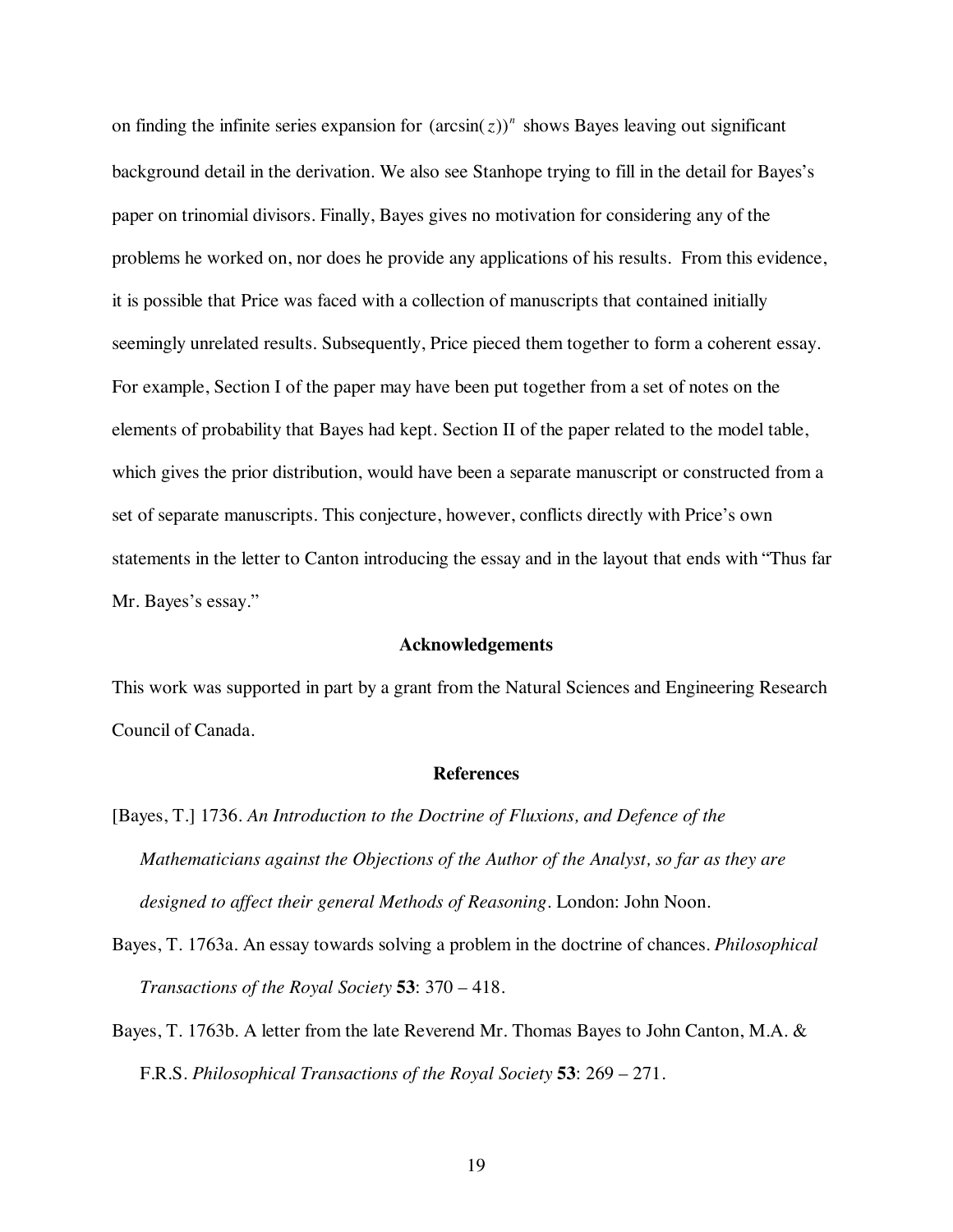on finding the infinite series expansion for $(\arcsin(z))^n$ shows Bayes leaving out significant background detail in the derivation. We also see Stanhope trying to fill in the detail for Bayes's paper on trinomial divisors. Finally, Bayes gives no motivation for considering any of the problems he worked on, nor does he provide any applications of his results. From this evidence, it is possible that Price was faced with a collection of manuscripts that contained initially seemingly unrelated results. Subsequently, Price pieced them together to form a coherent essay. For example, Section I of the paper may have been put together from a set of notes on the elements of probability that Bayes had kept. Section II of the paper related to the model table, which gives the prior distribution, would have been a separate manuscript or constructed from a set of separate manuscripts. This conjecture, however, conflicts directly with Price's own statements in the letter to Canton introducing the essay and in the layout that ends with "Thus far Mr. Bayes's essay."

## Acknowledgements

This work was supported in part by a grant from the Natural Sciences and Engineering Research Council of Canada.

## References

[Bayes, T.] 1736. *An Introduction to the Doctrine of Fluxions, and Defence of the Mathematicians against the Objections of the Author of the Analyst, so far as they are designed to affect their general Methods of Reasoning*. London: John Noon.

Bayes, T. 1763a. An essay towards solving a problem in the doctrine of chances. *Philosophical Transactions of the Royal Society* **53**: 370 – 418.

Bayes, T. 1763b. A letter from the late Reverend Mr. Thomas Bayes to John Canton, M.A. & F.R.S. *Philosophical Transactions of the Royal Society* **53**: 269 – 271.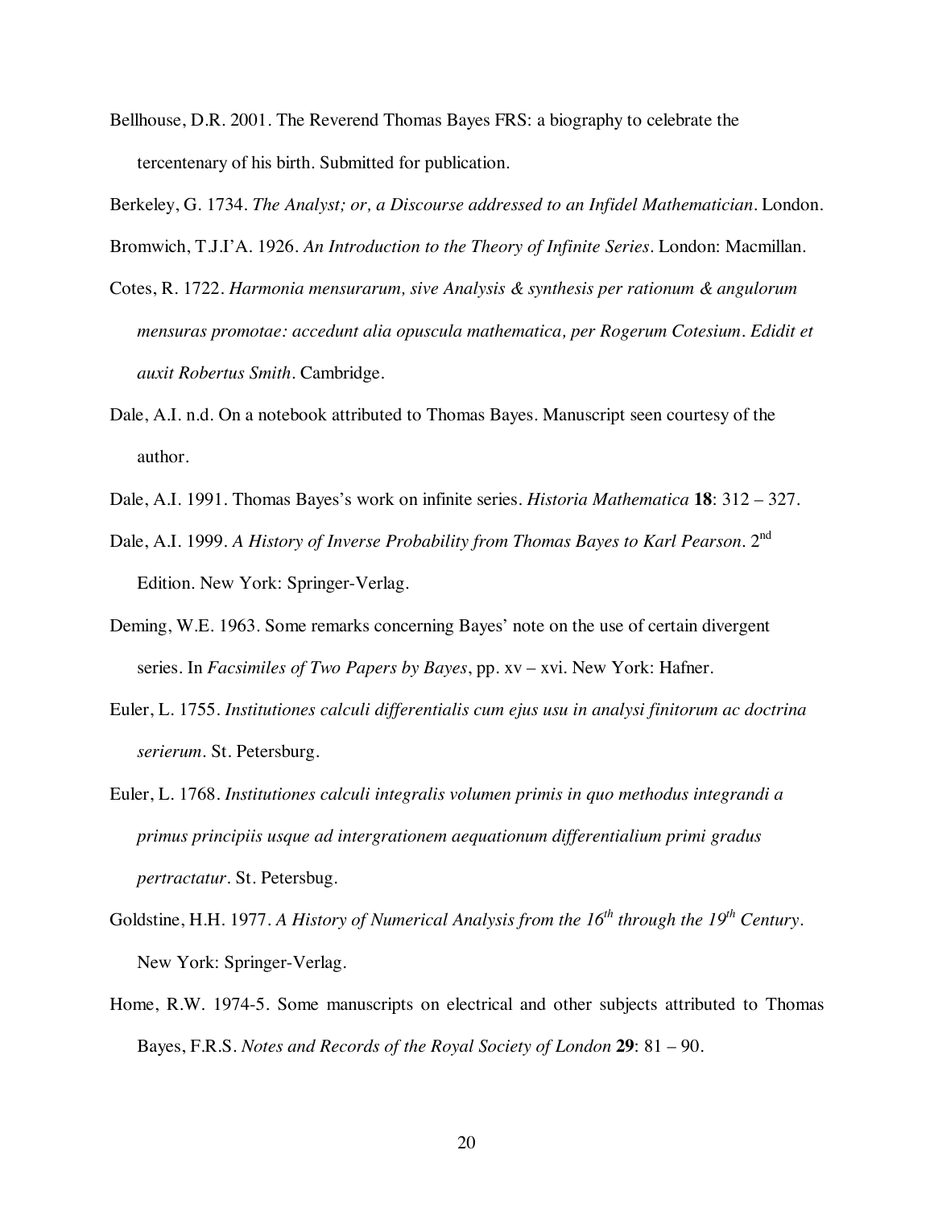Bellhouse, D.R. 2001. The Reverend Thomas Bayes FRS: a biography to celebrate the tercentenary of his birth. Submitted for publication.

Berkeley, G. 1734. *The Analyst; or, a Discourse addressed to an Infidel Mathematician*. London.

Bromwich, T.J.I'A. 1926. *An Introduction to the Theory of Infinite Series*. London: Macmillan.

Cotes, R. 1722. *Harmonia mensurarum, sive Analysis & synthesis per rationum & angulorum mensuras promotae: accedunt alia opuscula mathematica, per Rogerum Cotesium. Edidit et auxit Robertus Smith*. Cambridge.

Dale, A.I. n.d. On a notebook attributed to Thomas Bayes. Manuscript seen courtesy of the author.

Dale, A.I. 1991. Thomas Bayes's work on infinite series. *Historia Mathematica* **18**: 312 – 327.

Dale, A.I. 1999. *A History of Inverse Probability from Thomas Bayes to Karl Pearson*. 2nd Edition. New York: Springer-Verlag.

Deming, W.E. 1963. Some remarks concerning Bayes' note on the use of certain divergent series. In *Facsimiles of Two Papers by Bayes*, pp. xv – xvi. New York: Hafner.

Euler, L. 1755. *Institutiones calculi differentialis cum ejus usu in analysi finitorum ac doctrina serierum*. St. Petersburg.

Euler, L. 1768. *Institutiones calculi integralis volumen primis in quo methodus integrandi a primus principiis usque ad intergrationem aequationum differentialium primi gradus pertractatur*. St. Petersbug.

Goldstine, H.H. 1977. *A History of Numerical Analysis from the 16th through the 19th Century*. New York: Springer-Verlag.

Home, R.W. 1974-5. Some manuscripts on electrical and other subjects attributed to Thomas Bayes, F.R.S. *Notes and Records of the Royal Society of London* **29**: 81 – 90.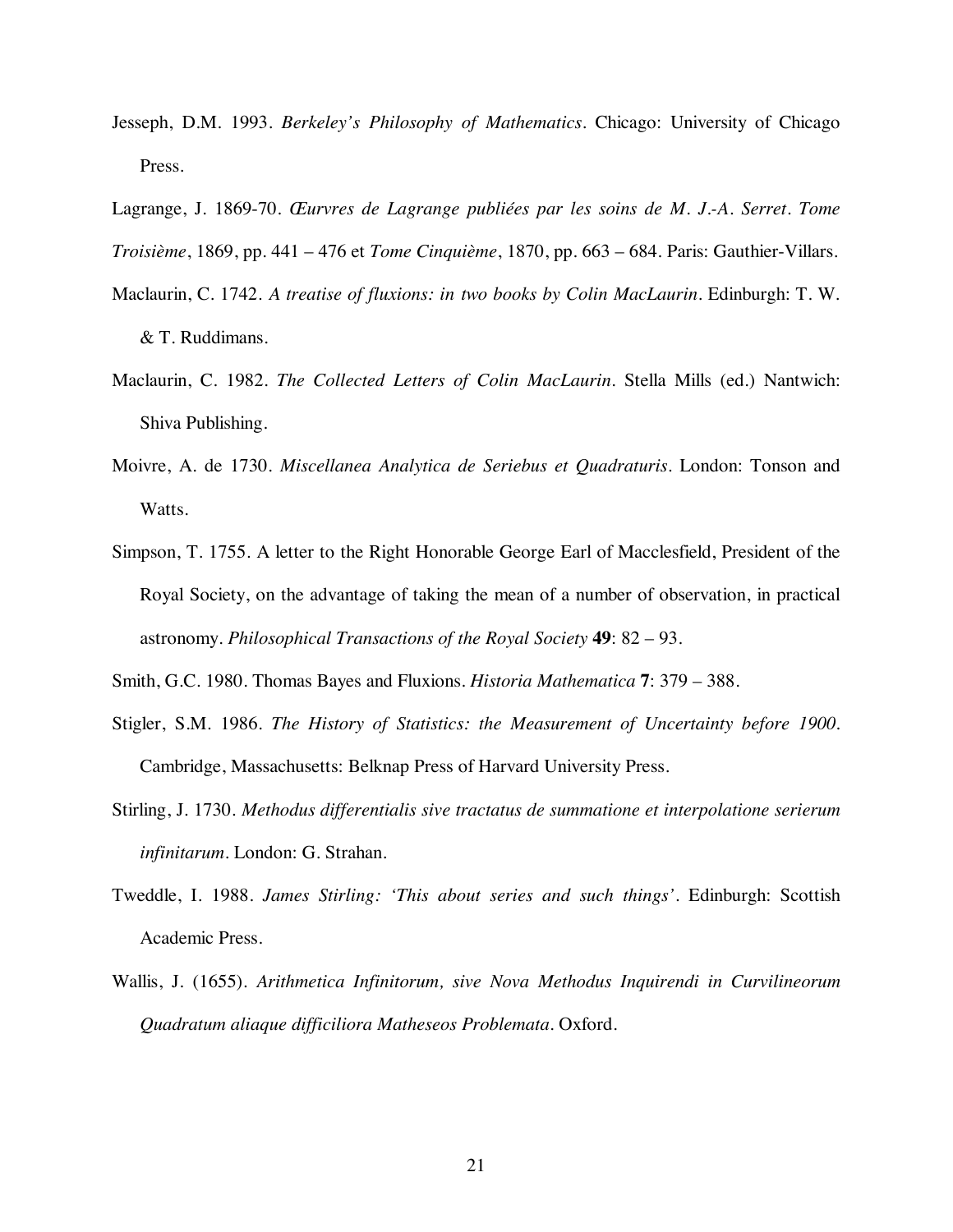Jesseph, D.M. 1993. *Berkeley's Philosophy of Mathematics*. Chicago: University of Chicago Press.

Lagrange, J. 1869-70. *Œurvres de Lagrange publiées par les soins de M. J.-A. Serret. Tome Troisième*, 1869, pp. 441 – 476 et *Tome Cinquième*, 1870, pp. 663 – 684. Paris: Gauthier-Villars.

Maclaurin, C. 1742. *A treatise of fluxions: in two books by Colin MacLaurin*. Edinburgh: T. W. & T. Ruddimans.

Maclaurin, C. 1982. *The Collected Letters of Colin MacLaurin*. Stella Mills (ed.) Nantwich: Shiva Publishing.

Moivre, A. de 1730. *Miscellanea Analytica de Seriebus et Quadraturis*. London: Tonson and Watts.

Simpson, T. 1755. A letter to the Right Honorable George Earl of Macclesfield, President of the Royal Society, on the advantage of taking the mean of a number of observation, in practical astronomy. *Philosophical Transactions of the Royal Society* **49**: 82 – 93.

Smith, G.C. 1980. Thomas Bayes and Fluxions. *Historia Mathematica* **7**: 379 – 388.

Stigler, S.M. 1986. *The History of Statistics: the Measurement of Uncertainty before 1900*. Cambridge, Massachusetts: Belknap Press of Harvard University Press.

Stirling, J. 1730. *Methodus differentialis sive tractatus de summatione et interpolatione serierum infinitarum*. London: G. Strahan.

Tweddle, I. 1988. *James Stirling: 'This about series and such things'*. Edinburgh: Scottish Academic Press.

Wallis, J. (1655). *Arithmetica Infinitorum, sive Nova Methodus Inquirendi in Curvilineorum Quadratum aliaque difficiliora Matheseos Problemata*. Oxford.